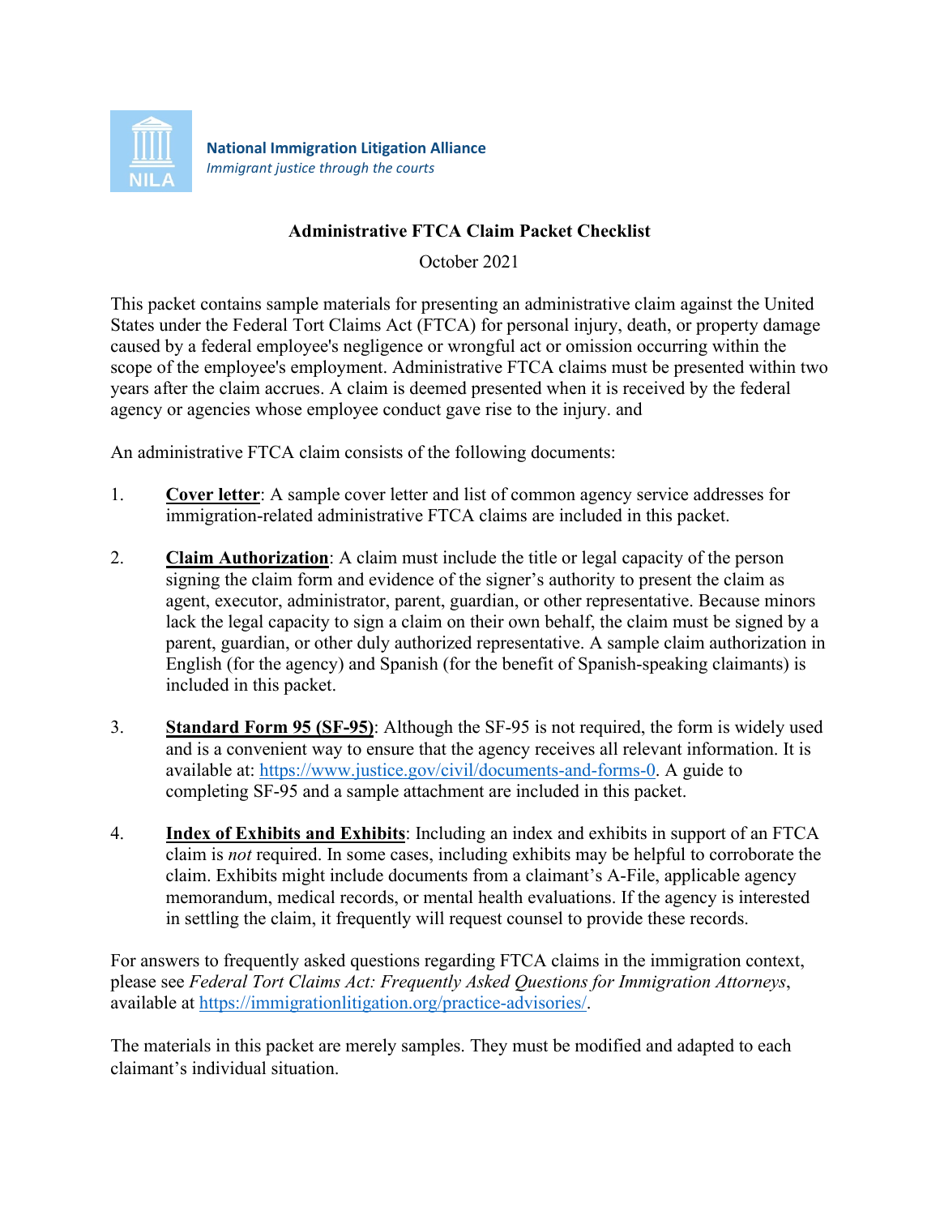National Immigration Litigation Alliance
*Immigrant justice through the courts*

**Administrative FTCA Claim Packet Checklist**

October 2021

This packet contains sample materials for presenting an administrative claim against the United States under the Federal Tort Claims Act (FTCA) for personal injury, death, or property damage caused by a federal employee's negligence or wrongful act or omission occurring within the scope of the employee's employment. Administrative FTCA claims must be presented within two years after the claim accrues. A claim is deemed presented when it is received by the federal agency or agencies whose employee conduct gave rise to the injury. and

An administrative FTCA claim consists of the following documents:

1. **Cover letter**: A sample cover letter and list of common agency service addresses for immigration-related administrative FTCA claims are included in this packet.

2. **Claim Authorization**: A claim must include the title or legal capacity of the person signing the claim form and evidence of the signer's authority to present the claim as agent, executor, administrator, parent, guardian, or other representative. Because minors lack the legal capacity to sign a claim on their own behalf, the claim must be signed by a parent, guardian, or other duly authorized representative. A sample claim authorization in English (for the agency) and Spanish (for the benefit of Spanish-speaking claimants) is included in this packet.

3. **Standard Form 95 (SF-95)**: Although the SF-95 is not required, the form is widely used and is a convenient way to ensure that the agency receives all relevant information. It is available at: https://www.justice.gov/civil/documents-and-forms-0. A guide to completing SF-95 and a sample attachment are included in this packet.

4. **Index of Exhibits and Exhibits**: Including an index and exhibits in support of an FTCA claim is *not* required. In some cases, including exhibits may be helpful to corroborate the claim. Exhibits might include documents from a claimant's A-File, applicable agency memorandum, medical records, or mental health evaluations. If the agency is interested in settling the claim, it frequently will request counsel to provide these records.

For answers to frequently asked questions regarding FTCA claims in the immigration context, please see *Federal Tort Claims Act: Frequently Asked Questions for Immigration Attorneys*, available at https://immigrationlitigation.org/practice-advisories/.

The materials in this packet are merely samples. They must be modified and adapted to each claimant's individual situation.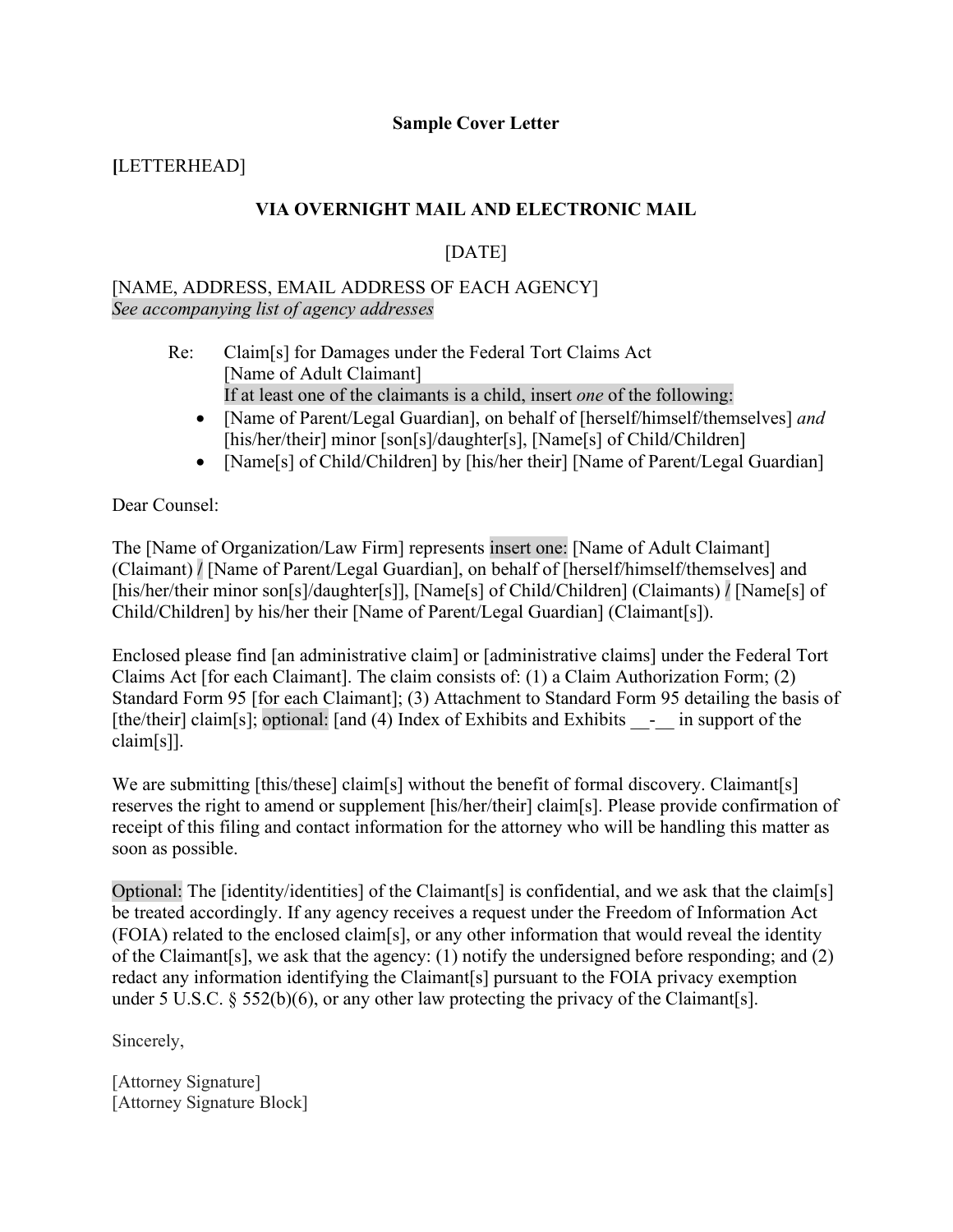**Sample Cover Letter**

**[**LETTERHEAD]

**VIA OVERNIGHT MAIL AND ELECTRONIC MAIL**

[DATE]

[NAME, ADDRESS, EMAIL ADDRESS OF EACH AGENCY]
*See accompanying list of agency addresses*

Re: Claim[s] for Damages under the Federal Tort Claims Act
[Name of Adult Claimant]
If at least one of the claimants is a child, insert *one* of the following:

- [Name of Parent/Legal Guardian], on behalf of [herself/himself/themselves] *and* [his/her/their] minor [son[s]/daughter[s], [Name[s] of Child/Children]
- [Name[s] of Child/Children] by [his/her their] [Name of Parent/Legal Guardian]

Dear Counsel:

The [Name of Organization/Law Firm] represents insert one: [Name of Adult Claimant] (Claimant) / [Name of Parent/Legal Guardian], on behalf of [herself/himself/themselves] and [his/her/their minor son[s]/daughter[s]], [Name[s] of Child/Children] (Claimants) / [Name[s] of Child/Children] by his/her their [Name of Parent/Legal Guardian] (Claimant[s]).

Enclosed please find [an administrative claim] or [administrative claims] under the Federal Tort Claims Act [for each Claimant]. The claim consists of: (1) a Claim Authorization Form; (2) Standard Form 95 [for each Claimant]; (3) Attachment to Standard Form 95 detailing the basis of [the/their] claim[s]; optional: [and (4) Index of Exhibits and Exhibits __-__ in support of the claim[s]].

We are submitting [this/these] claim[s] without the benefit of formal discovery. Claimant[s] reserves the right to amend or supplement [his/her/their] claim[s]. Please provide confirmation of receipt of this filing and contact information for the attorney who will be handling this matter as soon as possible.

Optional: The [identity/identities] of the Claimant[s] is confidential, and we ask that the claim[s] be treated accordingly. If any agency receives a request under the Freedom of Information Act (FOIA) related to the enclosed claim[s], or any other information that would reveal the identity of the Claimant[s], we ask that the agency: (1) notify the undersigned before responding; and (2) redact any information identifying the Claimant[s] pursuant to the FOIA privacy exemption under 5 U.S.C. § 552(b)(6), or any other law protecting the privacy of the Claimant[s].

Sincerely,

[Attorney Signature]
[Attorney Signature Block]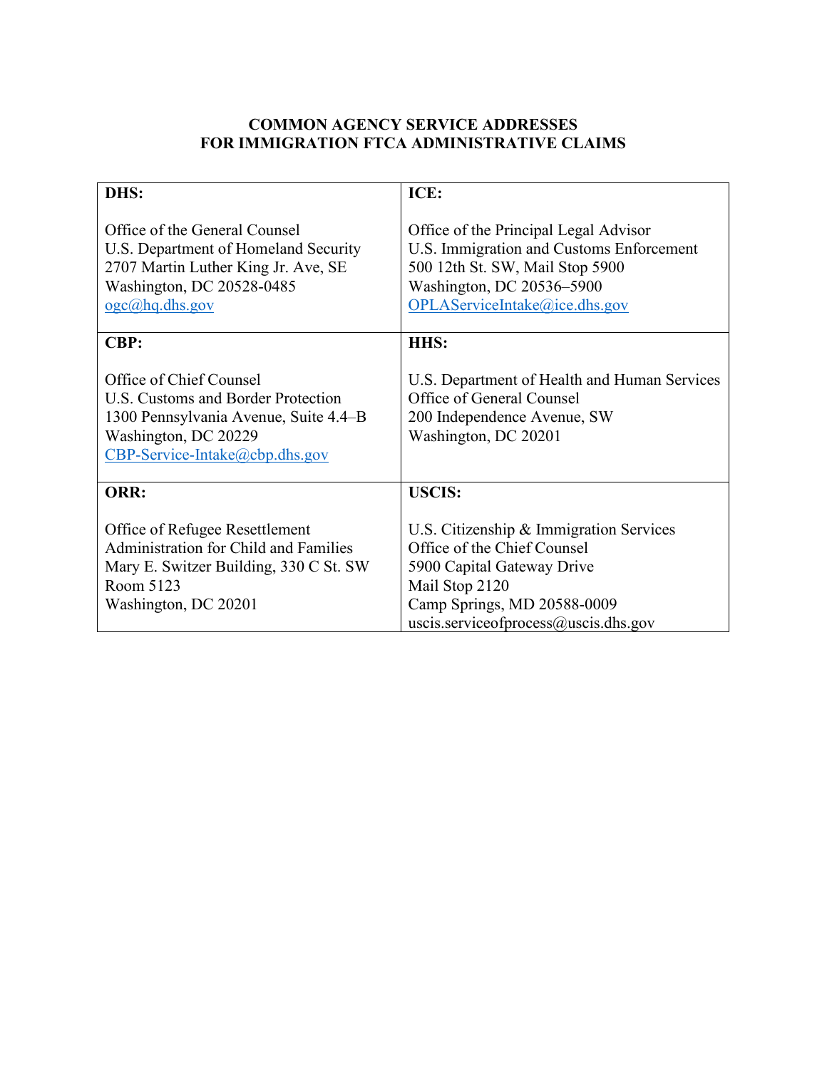# COMMON AGENCY SERVICE ADDRESSES FOR IMMIGRATION FTCA ADMINISTRATIVE CLAIMS

| **DHS:** | **ICE:** |
|---|---|
| Office of the General Counsel<br>U.S. Department of Homeland Security<br>2707 Martin Luther King Jr. Ave, SE<br>Washington, DC 20528-0485<br>ogc@hq.dhs.gov | Office of the Principal Legal Advisor<br>U.S. Immigration and Customs Enforcement<br>500 12th St. SW, Mail Stop 5900<br>Washington, DC 20536–5900<br>OPLAServiceIntake@ice.dhs.gov |
| **CBP:**<br><br>Office of Chief Counsel<br>U.S. Customs and Border Protection<br>1300 Pennsylvania Avenue, Suite 4.4–B<br>Washington, DC 20229<br>CBP-Service-Intake@cbp.dhs.gov | **HHS:**<br><br>U.S. Department of Health and Human Services<br>Office of General Counsel<br>200 Independence Avenue, SW<br>Washington, DC 20201 |
| **ORR:**<br><br>Office of Refugee Resettlement<br>Administration for Child and Families<br>Mary E. Switzer Building, 330 C St. SW<br>Room 5123<br>Washington, DC 20201 | **USCIS:**<br><br>U.S. Citizenship & Immigration Services<br>Office of the Chief Counsel<br>5900 Capital Gateway Drive<br>Mail Stop 2120<br>Camp Springs, MD 20588-0009<br>uscis.serviceofprocess@uscis.dhs.gov |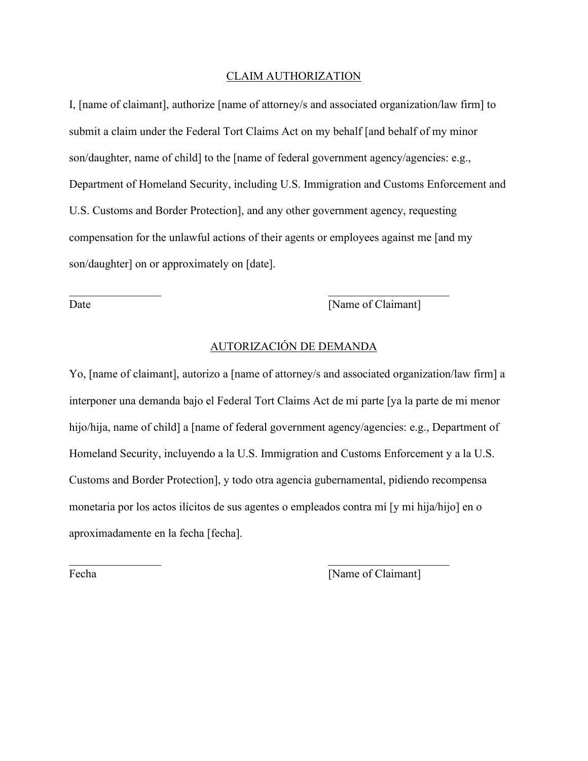<u>CLAIM AUTHORIZATION</u>

I, [name of claimant], authorize [name of attorney/s and associated organization/law firm] to submit a claim under the Federal Tort Claims Act on my behalf [and behalf of my minor son/daughter, name of child] to the [name of federal government agency/agencies: e.g., Department of Homeland Security, including U.S. Immigration and Customs Enforcement and U.S. Customs and Border Protection], and any other government agency, requesting compensation for the unlawful actions of their agents or employees against me [and my son/daughter] on or approximately on [date].

________________ &nbsp;&nbsp;&nbsp;&nbsp;&nbsp;&nbsp;&nbsp;&nbsp;&nbsp;&nbsp;&nbsp;&nbsp;&nbsp;&nbsp;&nbsp;&nbsp;&nbsp;&nbsp;&nbsp;&nbsp; _____________________
Date &nbsp;&nbsp;&nbsp;&nbsp;&nbsp;&nbsp;&nbsp;&nbsp;&nbsp;&nbsp;&nbsp;&nbsp;&nbsp;&nbsp;&nbsp;&nbsp;&nbsp;&nbsp;&nbsp;&nbsp;&nbsp;&nbsp;&nbsp;&nbsp;&nbsp;&nbsp;&nbsp;&nbsp;&nbsp;&nbsp;&nbsp;&nbsp;&nbsp;&nbsp;&nbsp;&nbsp;&nbsp;&nbsp;&nbsp;&nbsp; [Name of Claimant]

<u>AUTORIZACIÓN DE DEMANDA</u>

Yo, [name of claimant], autorizo a [name of attorney/s and associated organization/law firm] a interponer una demanda bajo el Federal Tort Claims Act de mi parte [ya la parte de mi menor hijo/hija, name of child] a [name of federal government agency/agencies: e.g., Department of Homeland Security, incluyendo a la U.S. Immigration and Customs Enforcement y a la U.S. Customs and Border Protection], y todo otra agencia gubernamental, pidiendo recompensa monetaria por los actos ilícitos de sus agentes o empleados contra mí [y mi hija/hijo] en o aproximadamente en la fecha [fecha].

________________ &nbsp;&nbsp;&nbsp;&nbsp;&nbsp;&nbsp;&nbsp;&nbsp;&nbsp;&nbsp;&nbsp;&nbsp;&nbsp;&nbsp;&nbsp;&nbsp;&nbsp;&nbsp;&nbsp;&nbsp; _____________________
Fecha &nbsp;&nbsp;&nbsp;&nbsp;&nbsp;&nbsp;&nbsp;&nbsp;&nbsp;&nbsp;&nbsp;&nbsp;&nbsp;&nbsp;&nbsp;&nbsp;&nbsp;&nbsp;&nbsp;&nbsp;&nbsp;&nbsp;&nbsp;&nbsp;&nbsp;&nbsp;&nbsp;&nbsp;&nbsp;&nbsp;&nbsp;&nbsp;&nbsp;&nbsp;&nbsp;&nbsp;&nbsp;&nbsp; [Name of Claimant]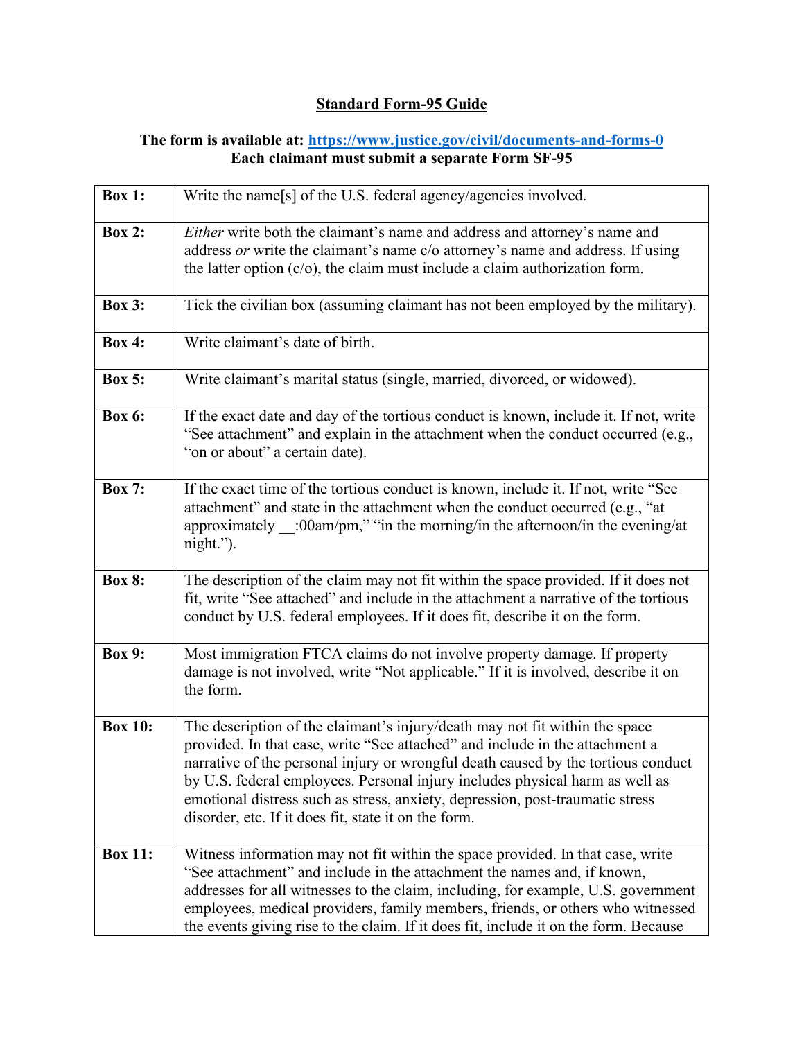## Standard Form-95 Guide

**The form is available at: [https://www.justice.gov/civil/documents-and-forms-0](https://www.justice.gov/civil/documents-and-forms-0)**
**Each claimant must submit a separate Form SF-95**

| | |
|---|---|
| **Box 1:** | Write the name[s] of the U.S. federal agency/agencies involved. |
| **Box 2:** | *Either* write both the claimant's name and address and attorney's name and address *or* write the claimant's name c/o attorney's name and address. If using the latter option (c/o), the claim must include a claim authorization form. |
| **Box 3:** | Tick the civilian box (assuming claimant has not been employed by the military). |
| **Box 4:** | Write claimant's date of birth. |
| **Box 5:** | Write claimant's marital status (single, married, divorced, or widowed). |
| **Box 6:** | If the exact date and day of the tortious conduct is known, include it. If not, write "See attachment" and explain in the attachment when the conduct occurred (e.g., "on or about" a certain date). |
| **Box 7:** | If the exact time of the tortious conduct is known, include it. If not, write "See attachment" and state in the attachment when the conduct occurred (e.g., "at approximately __:00am/pm," "in the morning/in the afternoon/in the evening/at night."). |
| **Box 8:** | The description of the claim may not fit within the space provided. If it does not fit, write "See attached" and include in the attachment a narrative of the tortious conduct by U.S. federal employees. If it does fit, describe it on the form. |
| **Box 9:** | Most immigration FTCA claims do not involve property damage. If property damage is not involved, write "Not applicable." If it is involved, describe it on the form. |
| **Box 10:** | The description of the claimant's injury/death may not fit within the space provided. In that case, write "See attached" and include in the attachment a narrative of the personal injury or wrongful death caused by the tortious conduct by U.S. federal employees. Personal injury includes physical harm as well as emotional distress such as stress, anxiety, depression, post-traumatic stress disorder, etc. If it does fit, state it on the form. |
| **Box 11:** | Witness information may not fit within the space provided. In that case, write "See attachment" and include in the attachment the names and, if known, addresses for all witnesses to the claim, including, for example, U.S. government employees, medical providers, family members, friends, or others who witnessed the events giving rise to the claim. If it does fit, include it on the form. Because |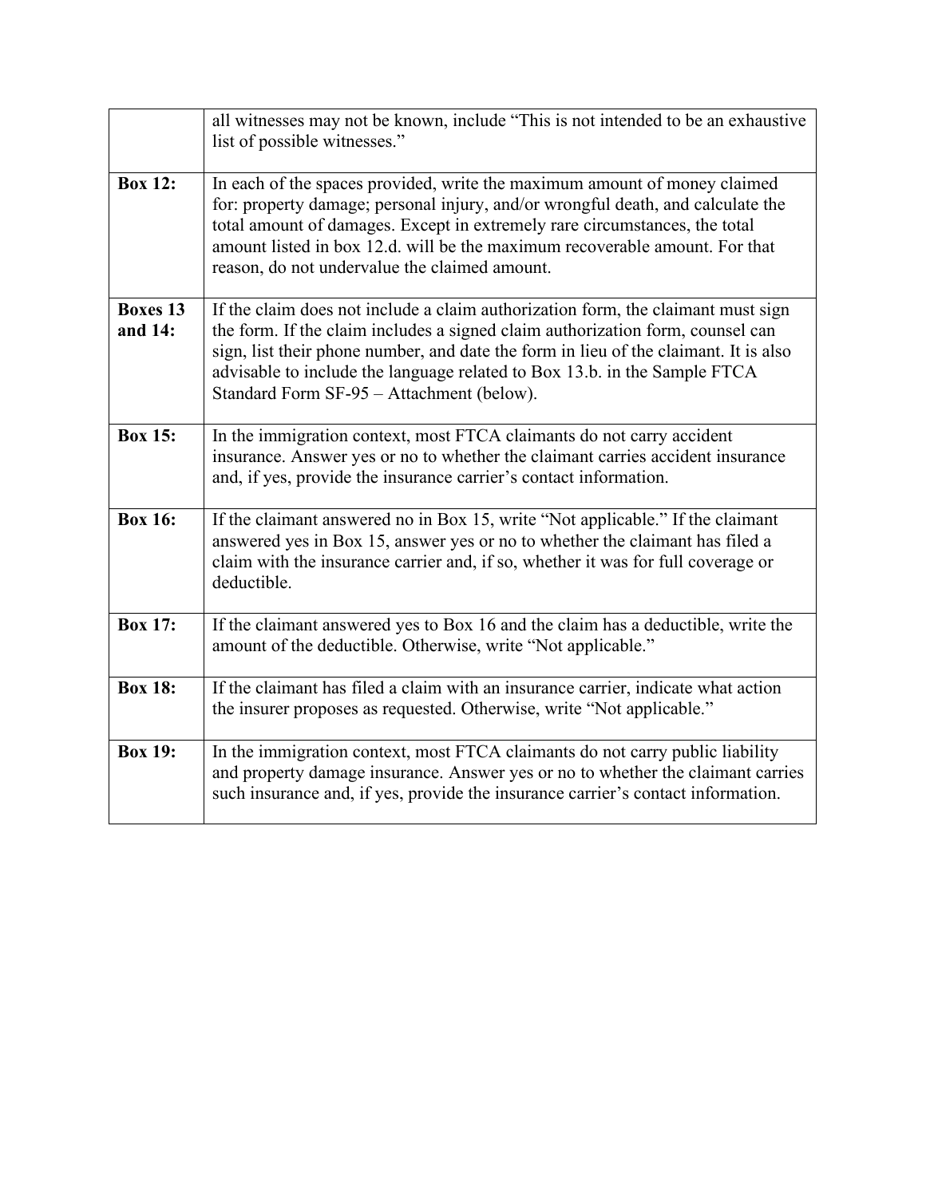| | |
|---|---|
| | all witnesses may not be known, include "This is not intended to be an exhaustive list of possible witnesses." |
| **Box 12:** | In each of the spaces provided, write the maximum amount of money claimed for: property damage; personal injury, and/or wrongful death, and calculate the total amount of damages. Except in extremely rare circumstances, the total amount listed in box 12.d. will be the maximum recoverable amount. For that reason, do not undervalue the claimed amount. |
| **Boxes 13 and 14:** | If the claim does not include a claim authorization form, the claimant must sign the form. If the claim includes a signed claim authorization form, counsel can sign, list their phone number, and date the form in lieu of the claimant. It is also advisable to include the language related to Box 13.b. in the Sample FTCA Standard Form SF-95 – Attachment (below). |
| **Box 15:** | In the immigration context, most FTCA claimants do not carry accident insurance. Answer yes or no to whether the claimant carries accident insurance and, if yes, provide the insurance carrier's contact information. |
| **Box 16:** | If the claimant answered no in Box 15, write "Not applicable." If the claimant answered yes in Box 15, answer yes or no to whether the claimant has filed a claim with the insurance carrier and, if so, whether it was for full coverage or deductible. |
| **Box 17:** | If the claimant answered yes to Box 16 and the claim has a deductible, write the amount of the deductible. Otherwise, write "Not applicable." |
| **Box 18:** | If the claimant has filed a claim with an insurance carrier, indicate what action the insurer proposes as requested. Otherwise, write "Not applicable." |
| **Box 19:** | In the immigration context, most FTCA claimants do not carry public liability and property damage insurance. Answer yes or no to whether the claimant carries such insurance and, if yes, provide the insurance carrier's contact information. |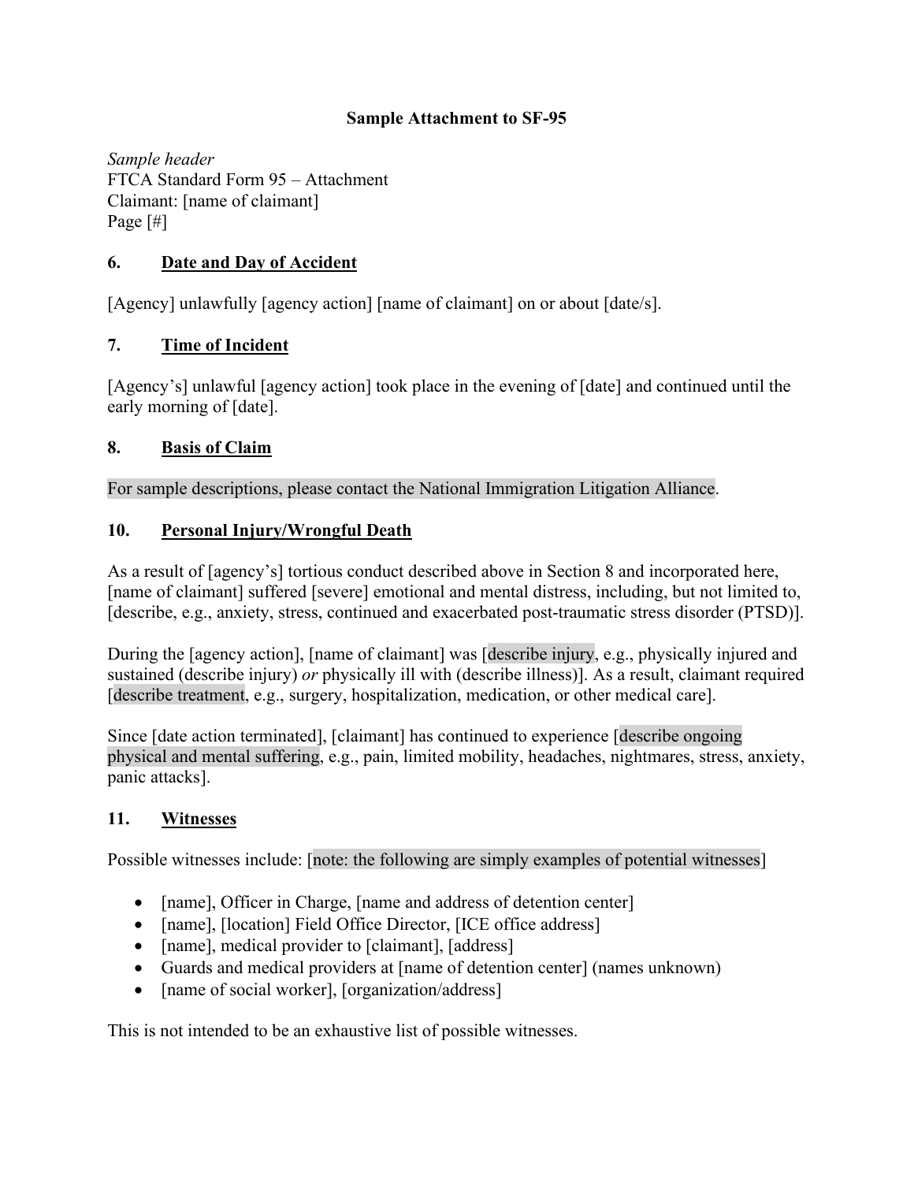**Sample Attachment to SF-95**

*Sample header*
FTCA Standard Form 95 – Attachment
Claimant: [name of claimant]
Page [#]

## 6. Date and Day of Accident

[Agency] unlawfully [agency action] [name of claimant] on or about [date/s].

## 7. Time of Incident

[Agency's] unlawful [agency action] took place in the evening of [date] and continued until the early morning of [date].

## 8. Basis of Claim

For sample descriptions, please contact the National Immigration Litigation Alliance.

## 10. Personal Injury/Wrongful Death

As a result of [agency's] tortious conduct described above in Section 8 and incorporated here, [name of claimant] suffered [severe] emotional and mental distress, including, but not limited to, [describe, e.g., anxiety, stress, continued and exacerbated post-traumatic stress disorder (PTSD)].

During the [agency action], [name of claimant] was [describe injury, e.g., physically injured and sustained (describe injury) *or* physically ill with (describe illness)]. As a result, claimant required [describe treatment, e.g., surgery, hospitalization, medication, or other medical care].

Since [date action terminated], [claimant] has continued to experience [describe ongoing physical and mental suffering, e.g., pain, limited mobility, headaches, nightmares, stress, anxiety, panic attacks].

## 11. Witnesses

Possible witnesses include: [note: the following are simply examples of potential witnesses]

- [name], Officer in Charge, [name and address of detention center]
- [name], [location] Field Office Director, [ICE office address]
- [name], medical provider to [claimant], [address]
- Guards and medical providers at [name of detention center] (names unknown)
- [name of social worker], [organization/address]

This is not intended to be an exhaustive list of possible witnesses.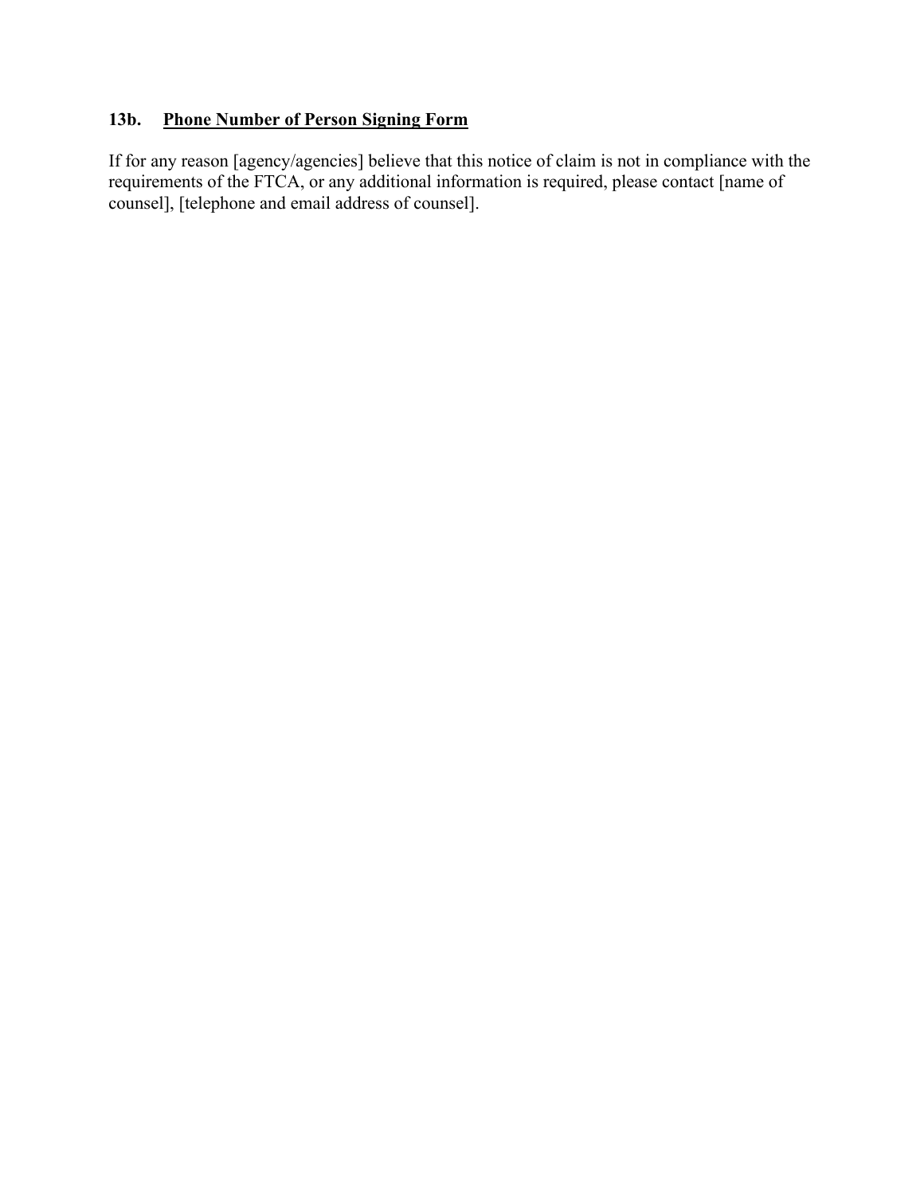### 13b. <u>Phone Number of Person Signing Form</u>

If for any reason [agency/agencies] believe that this notice of claim is not in compliance with the requirements of the FTCA, or any additional information is required, please contact [name of counsel], [telephone and email address of counsel].